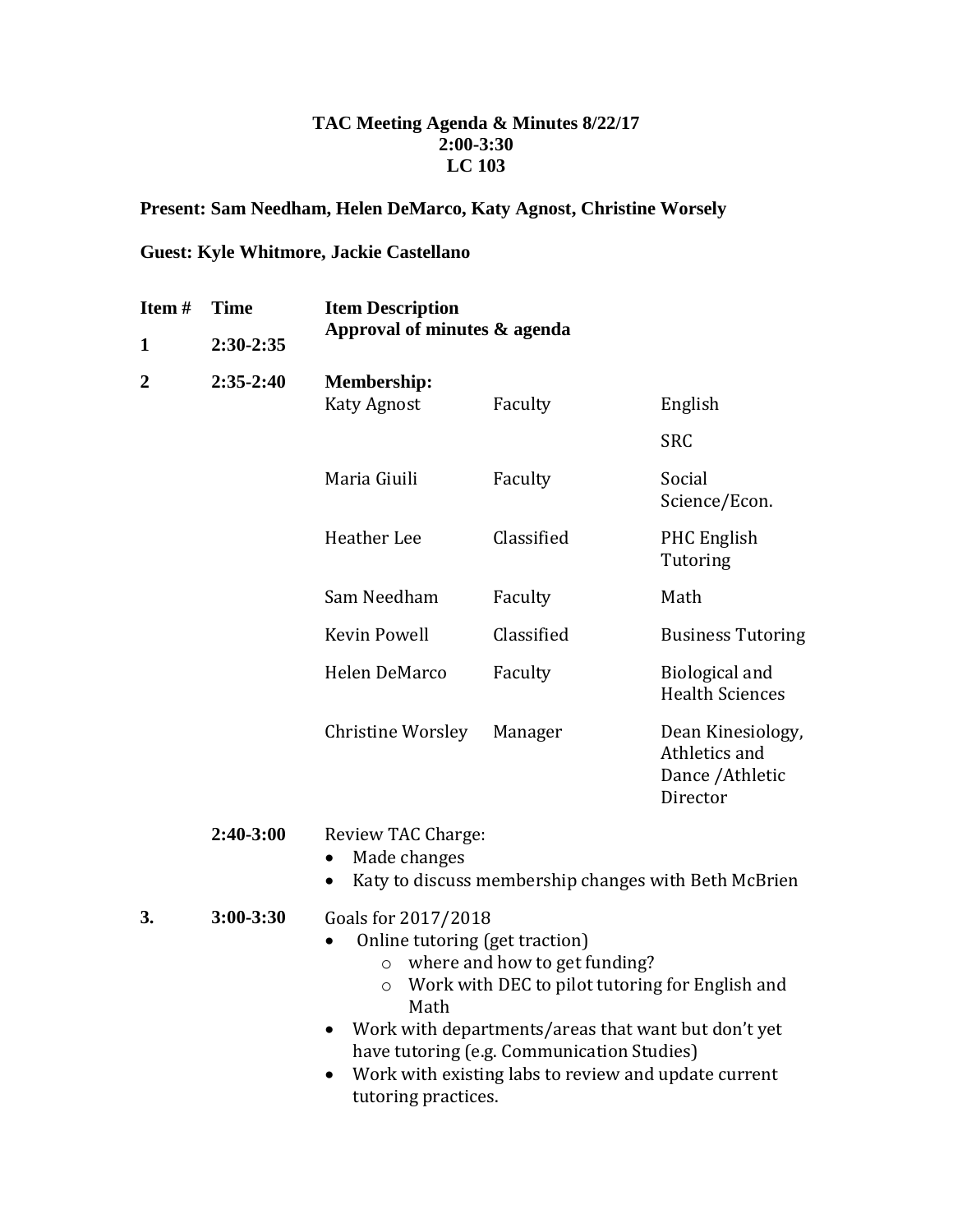**TAC Meeting Agenda & Minutes 8/22/17**
**2:00-3:30**
**LC 103**

**Present: Sam Needham, Helen DeMarco, Katy Agnost, Christine Worsely**

**Guest: Kyle Whitmore, Jackie Castellano**

| Item # | Time | Item Description | | |
|---|---|---|---|---|
| 1 | 2:30-2:35 | **Approval of minutes & agenda** | | |
| 2 | 2:35-2:40 | **Membership:** | | |
| | | Katy Agnost | Faculty | English |
| | | | | SRC |
| | | Maria Giuili | Faculty | Social Science/Econ. |
| | | Heather Lee | Classified | PHC English Tutoring |
| | | Sam Needham | Faculty | Math |
| | | Kevin Powell | Classified | Business Tutoring |
| | | Helen DeMarco | Faculty | Biological and Health Sciences |
| | | Christine Worsley | Manager | Dean Kinesiology, Athletics and Dance /Athletic Director |
| | 2:40-3:00 | Review TAC Charge:<br>• Made changes<br>• Katy to discuss membership changes with Beth McBrien | | |
| 3. | 3:00-3:30 | Goals for 2017/2018<br>• Online tutoring (get traction)<br>  o where and how to get funding?<br>  o Work with DEC to pilot tutoring for English and Math<br>• Work with departments/areas that want but don't yet have tutoring (e.g. Communication Studies)<br>• Work with existing labs to review and update current tutoring practices. | | |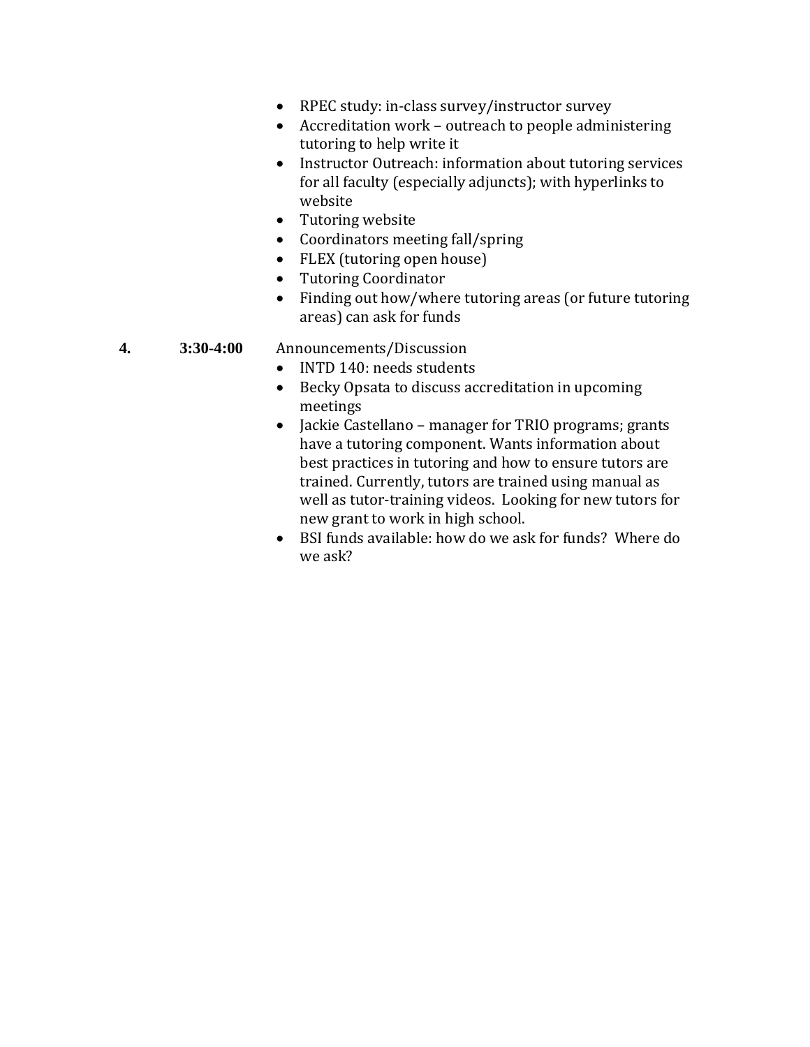- RPEC study: in-class survey/instructor survey
- Accreditation work – outreach to people administering tutoring to help write it
- Instructor Outreach: information about tutoring services for all faculty (especially adjuncts); with hyperlinks to website
- Tutoring website
- Coordinators meeting fall/spring
- FLEX (tutoring open house)
- Tutoring Coordinator
- Finding out how/where tutoring areas (or future tutoring areas) can ask for funds

**4.** **3:30-4:00** Announcements/Discussion

- INTD 140: needs students
- Becky Opsata to discuss accreditation in upcoming meetings
- Jackie Castellano – manager for TRIO programs; grants have a tutoring component. Wants information about best practices in tutoring and how to ensure tutors are trained. Currently, tutors are trained using manual as well as tutor-training videos. Looking for new tutors for new grant to work in high school.
- BSI funds available: how do we ask for funds? Where do we ask?